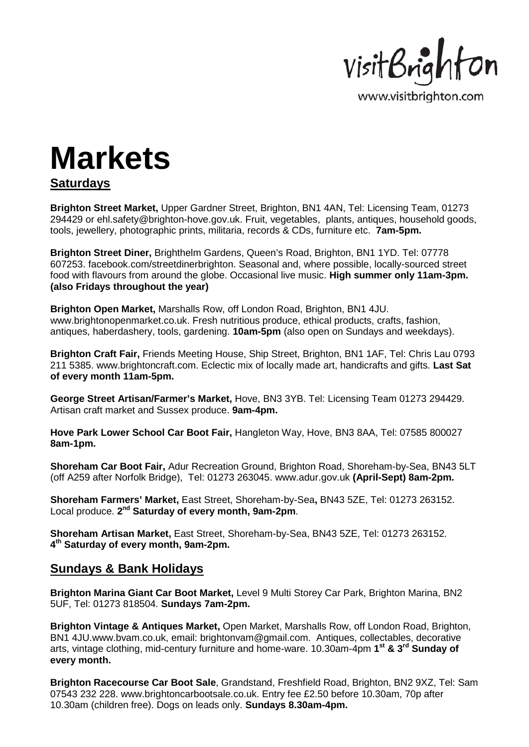VisitBrighton

www.visitbrighton.com

# Markets

## Saturdays

**Brighton Street Market,** Upper Gardner Street, Brighton, BN1 4AN, Tel: Licensing Team, 01273 294429 or ehl.safety@brighton-hove.gov.uk. Fruit, vegetables, plants, antiques, household goods, tools, jewellery, photographic prints, militaria, records & CDs, furniture etc. **7am-5pm.**

**Brighton Street Diner,** Brighthelm Gardens, Queen's Road, Brighton, BN1 1YD. Tel: 07778 607253. facebook.com/streetdinerbrighton. Seasonal and, where possible, locally-sourced street food with flavours from around the globe. Occasional live music. **High summer only 11am-3pm. (also Fridays throughout the year)**

**Brighton Open Market,** Marshalls Row, off London Road, Brighton, BN1 4JU. www.brightonopenmarket.co.uk. Fresh nutritious produce, ethical products, crafts, fashion, antiques, haberdashery, tools, gardening. **10am-5pm** (also open on Sundays and weekdays).

**Brighton Craft Fair,** Friends Meeting House, Ship Street, Brighton, BN1 1AF, Tel: Chris Lau 0793 211 5385. www.brightoncraft.com. Eclectic mix of locally made art, handicrafts and gifts. **Last Sat of every month 11am-5pm.**

**George Street Artisan/Farmer's Market,** Hove, BN3 3YB. Tel: Licensing Team 01273 294429. Artisan craft market and Sussex produce. **9am-4pm.**

**Hove Park Lower School Car Boot Fair,** Hangleton Way, Hove, BN3 8AA, Tel: 07585 800027 **8am-1pm.**

**Shoreham Car Boot Fair,** Adur Recreation Ground, Brighton Road, Shoreham-by-Sea, BN43 5LT (off A259 after Norfolk Bridge), Tel: 01273 263045. www.adur.gov.uk **(April-Sept) 8am-2pm.**

**Shoreham Farmers' Market,** East Street, Shoreham-by-Sea**,** BN43 5ZE, Tel: 01273 263152. Local produce. **2nd Saturday of every month, 9am-2pm**.

**Shoreham Artisan Market,** East Street, Shoreham-by-Sea, BN43 5ZE, Tel: 01273 263152. **4th Saturday of every month, 9am-2pm.**

## Sundays & Bank Holidays

**Brighton Marina Giant Car Boot Market,** Level 9 Multi Storey Car Park, Brighton Marina, BN2 5UF, Tel: 01273 818504. **Sundays 7am-2pm.**

**Brighton Vintage & Antiques Market,** Open Market, Marshalls Row, off London Road, Brighton, BN1 4JU.www.bvam.co.uk, email: brightonvam@gmail.com. Antiques, collectables, decorative arts, vintage clothing, mid-century furniture and home-ware. 10.30am-4pm **1st & 3rd Sunday of every month.**

**Brighton Racecourse Car Boot Sale**, Grandstand, Freshfield Road, Brighton, BN2 9XZ, Tel: Sam 07543 232 228. www.brightoncarbootsale.co.uk. Entry fee £2.50 before 10.30am, 70p after 10.30am (children free). Dogs on leads only. **Sundays 8.30am-4pm.**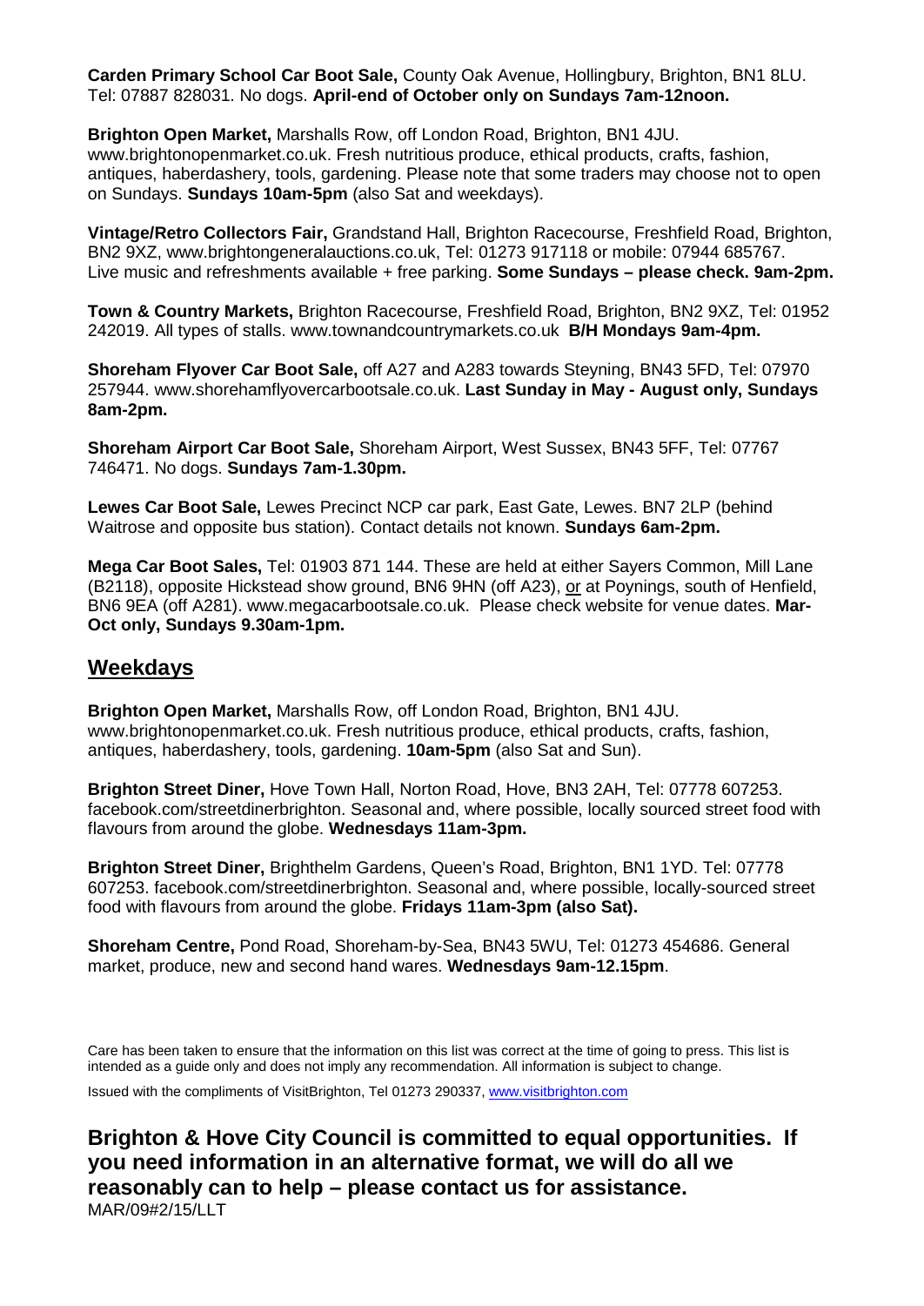**Carden Primary School Car Boot Sale,** County Oak Avenue, Hollingbury, Brighton, BN1 8LU. Tel: 07887 828031. No dogs. **April-end of October only on Sundays 7am-12noon.**

**Brighton Open Market,** Marshalls Row, off London Road, Brighton, BN1 4JU. www.brightonopenmarket.co.uk. Fresh nutritious produce, ethical products, crafts, fashion, antiques, haberdashery, tools, gardening. Please note that some traders may choose not to open on Sundays. **Sundays 10am-5pm** (also Sat and weekdays).

**Vintage/Retro Collectors Fair,** Grandstand Hall, Brighton Racecourse, Freshfield Road, Brighton, BN2 9XZ, www.brightongeneralauctions.co.uk, Tel: 01273 917118 or mobile: 07944 685767. Live music and refreshments available + free parking. **Some Sundays – please check. 9am-2pm.**

**Town & Country Markets,** Brighton Racecourse, Freshfield Road, Brighton, BN2 9XZ, Tel: 01952 242019. All types of stalls. www.townandcountrymarkets.co.uk **B/H Mondays 9am-4pm.**

**Shoreham Flyover Car Boot Sale,** off A27 and A283 towards Steyning, BN43 5FD, Tel: 07970 257944. www.shorehamflyovercarbootsale.co.uk. **Last Sunday in May - August only, Sundays 8am-2pm.**

**Shoreham Airport Car Boot Sale,** Shoreham Airport, West Sussex, BN43 5FF, Tel: 07767 746471. No dogs. **Sundays 7am-1.30pm.**

**Lewes Car Boot Sale,** Lewes Precinct NCP car park, East Gate, Lewes. BN7 2LP (behind Waitrose and opposite bus station). Contact details not known. **Sundays 6am-2pm.**

**Mega Car Boot Sales,** Tel: 01903 871 144. These are held at either Sayers Common, Mill Lane (B2118), opposite Hickstead show ground, BN6 9HN (off A23), or at Poynings, south of Henfield, BN6 9EA (off A281). www.megacarbootsale.co.uk. Please check website for venue dates. **Mar-Oct only, Sundays 9.30am-1pm.**

## Weekdays

**Brighton Open Market,** Marshalls Row, off London Road, Brighton, BN1 4JU. www.brightonopenmarket.co.uk. Fresh nutritious produce, ethical products, crafts, fashion, antiques, haberdashery, tools, gardening. **10am-5pm** (also Sat and Sun).

**Brighton Street Diner,** Hove Town Hall, Norton Road, Hove, BN3 2AH, Tel: 07778 607253. facebook.com/streetdinerbrighton. Seasonal and, where possible, locally sourced street food with flavours from around the globe. **Wednesdays 11am-3pm.**

**Brighton Street Diner,** Brighthelm Gardens, Queen's Road, Brighton, BN1 1YD. Tel: 07778 607253. facebook.com/streetdinerbrighton. Seasonal and, where possible, locally-sourced street food with flavours from around the globe. **Fridays 11am-3pm (also Sat).**

**Shoreham Centre,** Pond Road, Shoreham-by-Sea, BN43 5WU, Tel: 01273 454686. General market, produce, new and second hand wares. **Wednesdays 9am-12.15pm**.

Care has been taken to ensure that the information on this list was correct at the time of going to press. This list is intended as a guide only and does not imply any recommendation. All information is subject to change.

Issued with the compliments of VisitBrighton, Tel 01273 290337, www.visitbrighton.com

**Brighton & Hove City Council is committed to equal opportunities. If you need information in an alternative format, we will do all we reasonably can to help – please contact us for assistance.**

MAR/09#2/15/LLT